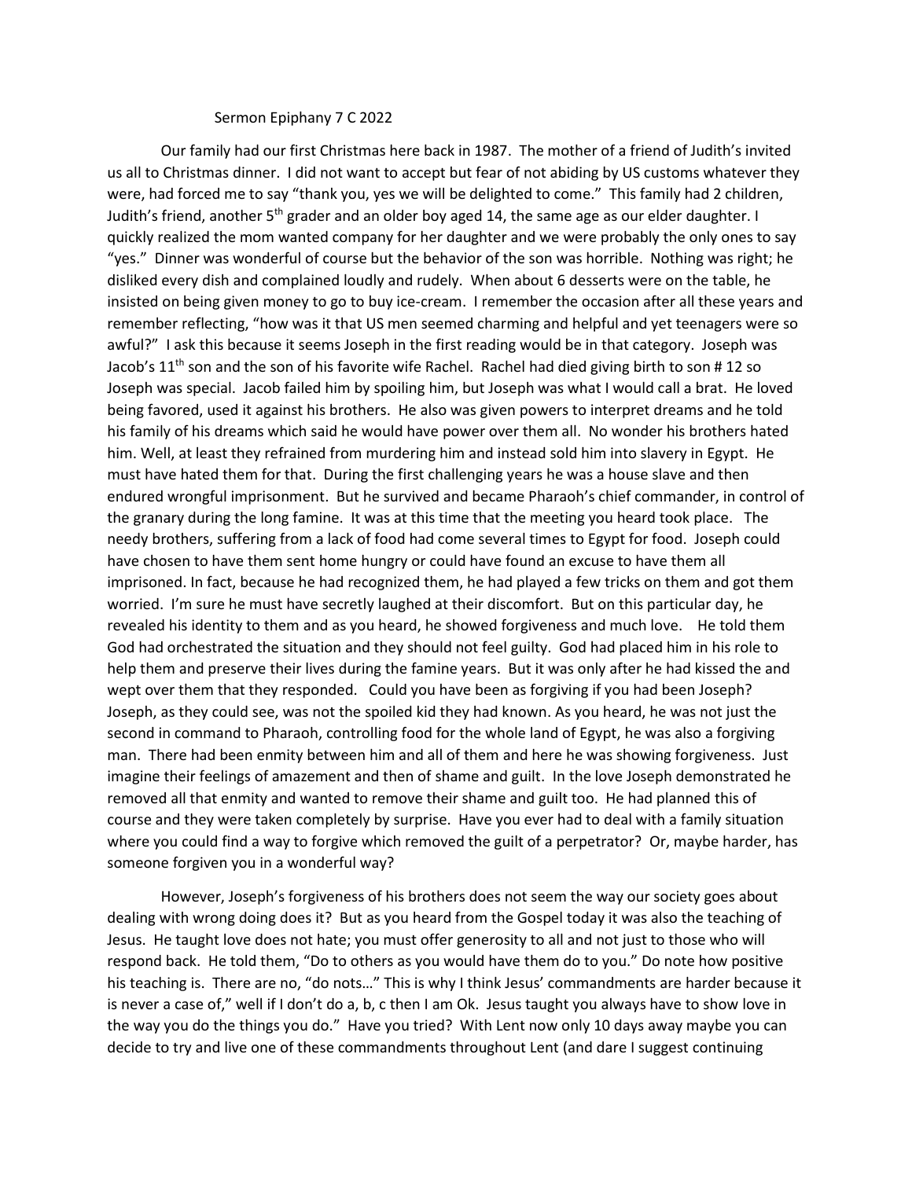Sermon Epiphany 7 C 2022

Our family had our first Christmas here back in 1987. The mother of a friend of Judith's invited us all to Christmas dinner. I did not want to accept but fear of not abiding by US customs whatever they were, had forced me to say "thank you, yes we will be delighted to come." This family had 2 children, Judith's friend, another 5th grader and an older boy aged 14, the same age as our elder daughter. I quickly realized the mom wanted company for her daughter and we were probably the only ones to say "yes." Dinner was wonderful of course but the behavior of the son was horrible. Nothing was right; he disliked every dish and complained loudly and rudely. When about 6 desserts were on the table, he insisted on being given money to go to buy ice-cream. I remember the occasion after all these years and remember reflecting, "how was it that US men seemed charming and helpful and yet teenagers were so awful?" I ask this because it seems Joseph in the first reading would be in that category. Joseph was Jacob's 11th son and the son of his favorite wife Rachel. Rachel had died giving birth to son # 12 so Joseph was special. Jacob failed him by spoiling him, but Joseph was what I would call a brat. He loved being favored, used it against his brothers. He also was given powers to interpret dreams and he told his family of his dreams which said he would have power over them all. No wonder his brothers hated him. Well, at least they refrained from murdering him and instead sold him into slavery in Egypt. He must have hated them for that. During the first challenging years he was a house slave and then endured wrongful imprisonment. But he survived and became Pharaoh's chief commander, in control of the granary during the long famine. It was at this time that the meeting you heard took place. The needy brothers, suffering from a lack of food had come several times to Egypt for food. Joseph could have chosen to have them sent home hungry or could have found an excuse to have them all imprisoned. In fact, because he had recognized them, he had played a few tricks on them and got them worried. I'm sure he must have secretly laughed at their discomfort. But on this particular day, he revealed his identity to them and as you heard, he showed forgiveness and much love. He told them God had orchestrated the situation and they should not feel guilty. God had placed him in his role to help them and preserve their lives during the famine years. But it was only after he had kissed the and wept over them that they responded. Could you have been as forgiving if you had been Joseph? Joseph, as they could see, was not the spoiled kid they had known. As you heard, he was not just the second in command to Pharaoh, controlling food for the whole land of Egypt, he was also a forgiving man. There had been enmity between him and all of them and here he was showing forgiveness. Just imagine their feelings of amazement and then of shame and guilt. In the love Joseph demonstrated he removed all that enmity and wanted to remove their shame and guilt too. He had planned this of course and they were taken completely by surprise. Have you ever had to deal with a family situation where you could find a way to forgive which removed the guilt of a perpetrator? Or, maybe harder, has someone forgiven you in a wonderful way?

However, Joseph's forgiveness of his brothers does not seem the way our society goes about dealing with wrong doing does it? But as you heard from the Gospel today it was also the teaching of Jesus. He taught love does not hate; you must offer generosity to all and not just to those who will respond back. He told them, "Do to others as you would have them do to you." Do note how positive his teaching is. There are no, "do nots…" This is why I think Jesus' commandments are harder because it is never a case of," well if I don't do a, b, c then I am Ok. Jesus taught you always have to show love in the way you do the things you do." Have you tried? With Lent now only 10 days away maybe you can decide to try and live one of these commandments throughout Lent (and dare I suggest continuing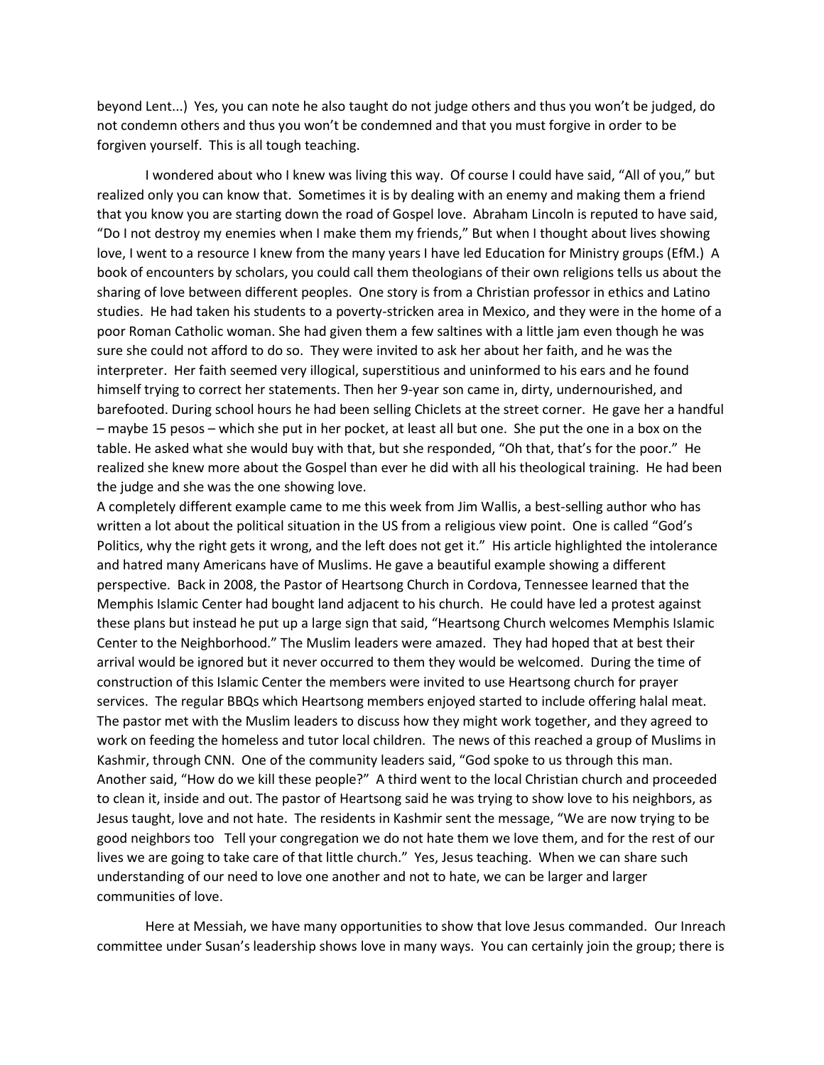beyond Lent...) Yes, you can note he also taught do not judge others and thus you won't be judged, do not condemn others and thus you won't be condemned and that you must forgive in order to be forgiven yourself. This is all tough teaching.

I wondered about who I knew was living this way. Of course I could have said, "All of you," but realized only you can know that. Sometimes it is by dealing with an enemy and making them a friend that you know you are starting down the road of Gospel love. Abraham Lincoln is reputed to have said, "Do I not destroy my enemies when I make them my friends," But when I thought about lives showing love, I went to a resource I knew from the many years I have led Education for Ministry groups (EfM.) A book of encounters by scholars, you could call them theologians of their own religions tells us about the sharing of love between different peoples. One story is from a Christian professor in ethics and Latino studies. He had taken his students to a poverty-stricken area in Mexico, and they were in the home of a poor Roman Catholic woman. She had given them a few saltines with a little jam even though he was sure she could not afford to do so. They were invited to ask her about her faith, and he was the interpreter. Her faith seemed very illogical, superstitious and uninformed to his ears and he found himself trying to correct her statements. Then her 9-year son came in, dirty, undernourished, and barefooted. During school hours he had been selling Chiclets at the street corner. He gave her a handful – maybe 15 pesos – which she put in her pocket, at least all but one. She put the one in a box on the table. He asked what she would buy with that, but she responded, "Oh that, that's for the poor." He realized she knew more about the Gospel than ever he did with all his theological training. He had been the judge and she was the one showing love.

A completely different example came to me this week from Jim Wallis, a best-selling author who has written a lot about the political situation in the US from a religious view point. One is called "God's Politics, why the right gets it wrong, and the left does not get it." His article highlighted the intolerance and hatred many Americans have of Muslims. He gave a beautiful example showing a different perspective. Back in 2008, the Pastor of Heartsong Church in Cordova, Tennessee learned that the Memphis Islamic Center had bought land adjacent to his church. He could have led a protest against these plans but instead he put up a large sign that said, "Heartsong Church welcomes Memphis Islamic Center to the Neighborhood." The Muslim leaders were amazed. They had hoped that at best their arrival would be ignored but it never occurred to them they would be welcomed. During the time of construction of this Islamic Center the members were invited to use Heartsong church for prayer services. The regular BBQs which Heartsong members enjoyed started to include offering halal meat. The pastor met with the Muslim leaders to discuss how they might work together, and they agreed to work on feeding the homeless and tutor local children. The news of this reached a group of Muslims in Kashmir, through CNN. One of the community leaders said, "God spoke to us through this man. Another said, "How do we kill these people?" A third went to the local Christian church and proceeded to clean it, inside and out. The pastor of Heartsong said he was trying to show love to his neighbors, as Jesus taught, love and not hate. The residents in Kashmir sent the message, "We are now trying to be good neighbors too Tell your congregation we do not hate them we love them, and for the rest of our lives we are going to take care of that little church." Yes, Jesus teaching. When we can share such understanding of our need to love one another and not to hate, we can be larger and larger communities of love.

Here at Messiah, we have many opportunities to show that love Jesus commanded. Our Inreach committee under Susan's leadership shows love in many ways. You can certainly join the group; there is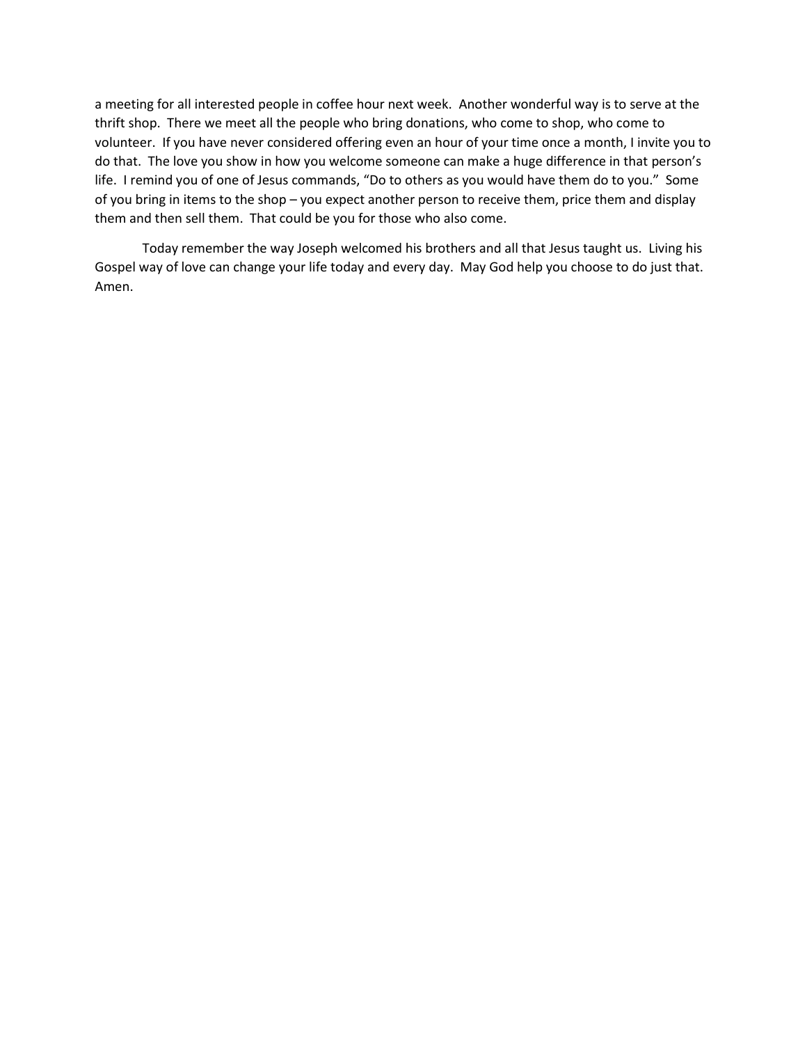a meeting for all interested people in coffee hour next week. Another wonderful way is to serve at the thrift shop. There we meet all the people who bring donations, who come to shop, who come to volunteer. If you have never considered offering even an hour of your time once a month, I invite you to do that. The love you show in how you welcome someone can make a huge difference in that person's life. I remind you of one of Jesus commands, "Do to others as you would have them do to you." Some of you bring in items to the shop – you expect another person to receive them, price them and display them and then sell them. That could be you for those who also come.

Today remember the way Joseph welcomed his brothers and all that Jesus taught us. Living his Gospel way of love can change your life today and every day. May God help you choose to do just that. Amen.